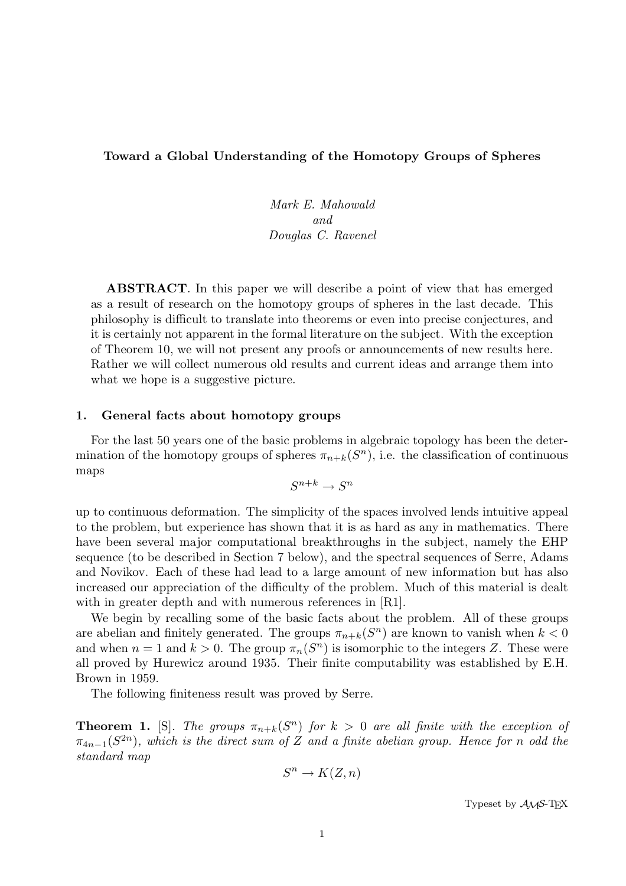# Toward a Global Understanding of the Homotopy Groups of Spheres

*Mark E. Mahowald*
*and*
*Douglas C. Ravenel*

**ABSTRACT**. In this paper we will describe a point of view that has emerged as a result of research on the homotopy groups of spheres in the last decade. This philosophy is difficult to translate into theorems or even into precise conjectures, and it is certainly not apparent in the formal literature on the subject. With the exception of Theorem 10, we will not present any proofs or announcements of new results here. Rather we will collect numerous old results and current ideas and arrange them into what we hope is a suggestive picture.

## 1. General facts about homotopy groups

For the last 50 years one of the basic problems in algebraic topology has been the determination of the homotopy groups of spheres $\pi_{n+k}(S^n)$, i.e. the classification of continuous maps

$$S^{n+k} \to S^n$$

up to continuous deformation. The simplicity of the spaces involved lends intuitive appeal to the problem, but experience has shown that it is as hard as any in mathematics. There have been several major computational breakthroughs in the subject, namely the EHP sequence (to be described in Section 7 below), and the spectral sequences of Serre, Adams and Novikov. Each of these had lead to a large amount of new information but has also increased our appreciation of the difficulty of the problem. Much of this material is dealt with in greater depth and with numerous references in [R1].

We begin by recalling some of the basic facts about the problem. All of these groups are abelian and finitely generated. The groups $\pi_{n+k}(S^n)$ are known to vanish when $k < 0$ and when $n = 1$ and $k > 0$. The group $\pi_n(S^n)$ is isomorphic to the integers $Z$. These were all proved by Hurewicz around 1935. Their finite computability was established by E.H. Brown in 1959.

The following finiteness result was proved by Serre.

**Theorem 1.** [S]. *The groups $\pi_{n+k}(S^n)$ for $k > 0$ are all finite with the exception of $\pi_{4n-1}(S^{2n})$, which is the direct sum of $Z$ and a finite abelian group. Hence for $n$ odd the standard map*

$$S^n \to K(Z, n)$$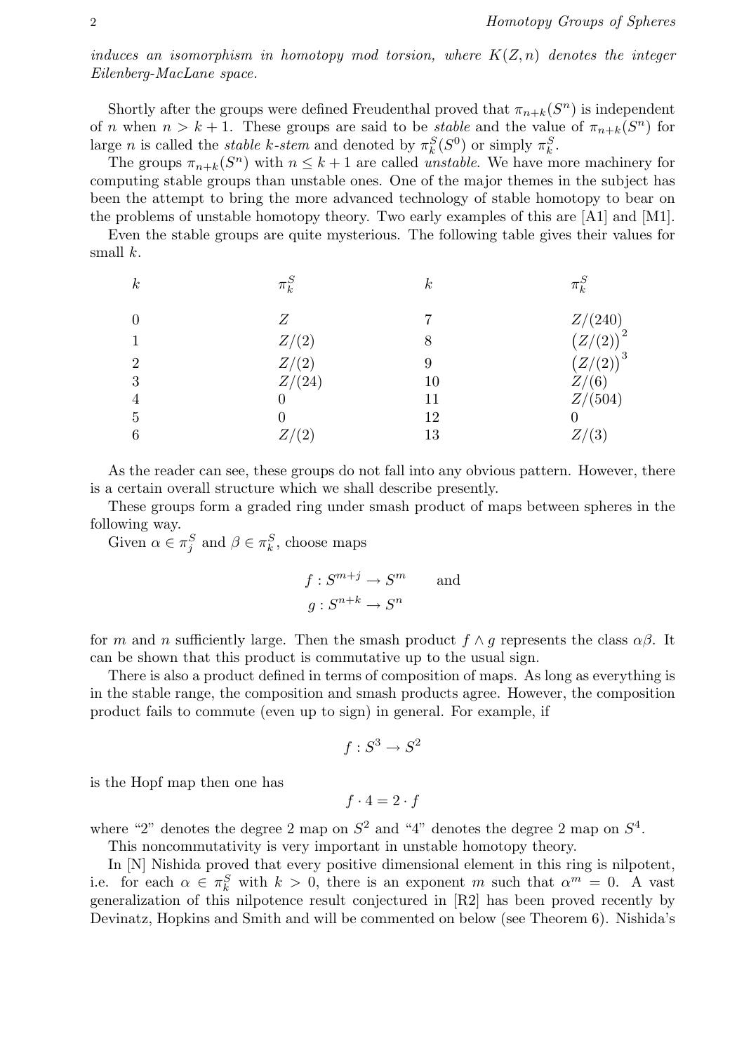*induces an isomorphism in homotopy mod torsion, where $K(Z, n)$ denotes the integer Eilenberg-MacLane space.*

Shortly after the groups were defined Freudenthal proved that $\pi_{n+k}(S^n)$ is independent of $n$ when $n > k + 1$. These groups are said to be *stable* and the value of $\pi_{n+k}(S^n)$ for large $n$ is called the *stable k-stem* and denoted by $\pi_k^S(S^0)$ or simply $\pi_k^S$.

The groups $\pi_{n+k}(S^n)$ with $n \leq k + 1$ are called *unstable*. We have more machinery for computing stable groups than unstable ones. One of the major themes in the subject has been the attempt to bring the more advanced technology of stable homotopy to bear on the problems of unstable homotopy theory. Two early examples of this are [A1] and [M1].

Even the stable groups are quite mysterious. The following table gives their values for small $k$.

| $k$ | $\pi_k^S$ | $k$ | $\pi_k^S$ |
|---|---|---|---|
| 0 | $Z$ | 7 | $Z/(240)$ |
| 1 | $Z/(2)$ | 8 | $(Z/(2))^2$ |
| 2 | $Z/(2)$ | 9 | $(Z/(2))^3$ |
| 3 | $Z/(24)$ | 10 | $Z/(6)$ |
| 4 | 0 | 11 | $Z/(504)$ |
| 5 | 0 | 12 | 0 |
| 6 | $Z/(2)$ | 13 | $Z/(3)$ |

As the reader can see, these groups do not fall into any obvious pattern. However, there is a certain overall structure which we shall describe presently.

These groups form a graded ring under smash product of maps between spheres in the following way.

Given $\alpha \in \pi_j^S$ and $\beta \in \pi_k^S$, choose maps

$$f : S^{m+j} \to S^m \qquad \text{and}$$
$$g : S^{n+k} \to S^n$$

for $m$ and $n$ sufficiently large. Then the smash product $f \wedge g$ represents the class $\alpha\beta$. It can be shown that this product is commutative up to the usual sign.

There is also a product defined in terms of composition of maps. As long as everything is in the stable range, the composition and smash products agree. However, the composition product fails to commute (even up to sign) in general. For example, if

$$f : S^3 \to S^2$$

is the Hopf map then one has

$$f \cdot 4 = 2 \cdot f$$

where "2" denotes the degree 2 map on $S^2$ and "4" denotes the degree 2 map on $S^4$.

This noncommutativity is very important in unstable homotopy theory.

In [N] Nishida proved that every positive dimensional element in this ring is nilpotent, i.e. for each $\alpha \in \pi_k^S$ with $k > 0$, there is an exponent $m$ such that $\alpha^m = 0$. A vast generalization of this nilpotence result conjectured in [R2] has been proved recently by Devinatz, Hopkins and Smith and will be commented on below (see Theorem 6). Nishida's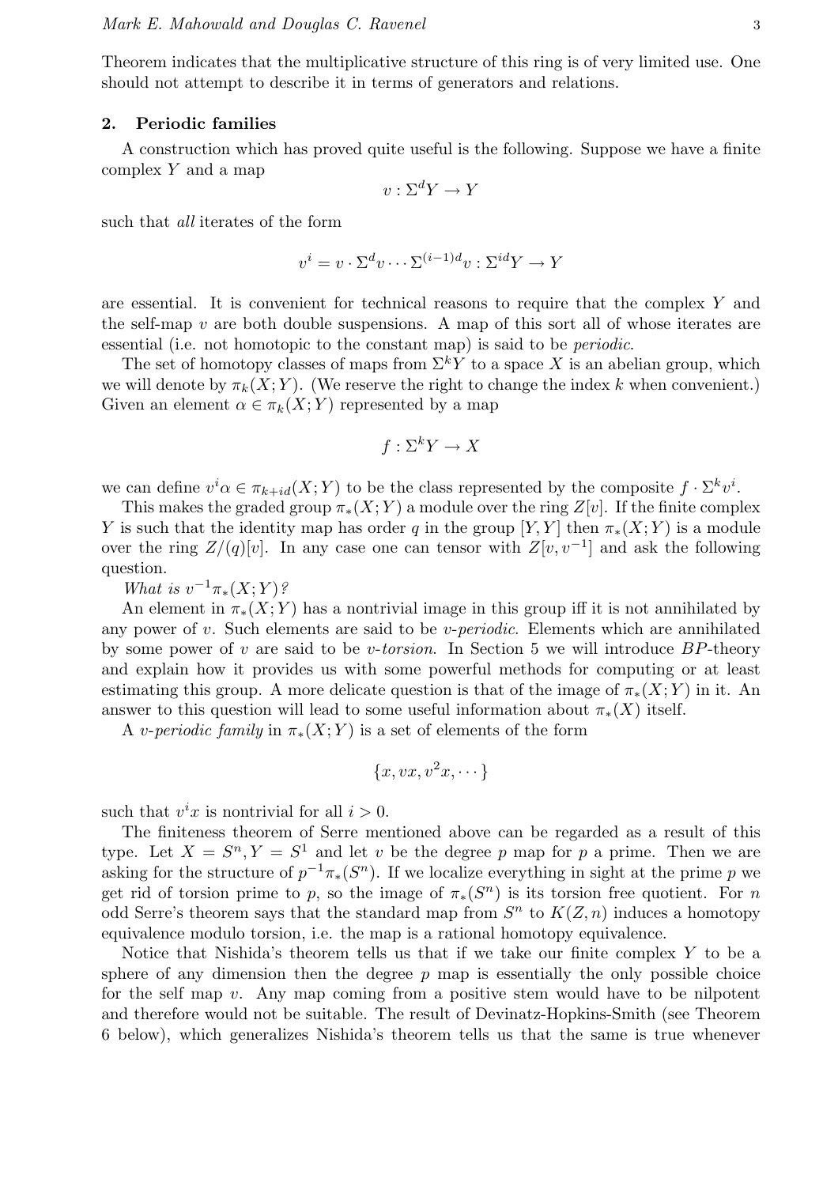Theorem indicates that the multiplicative structure of this ring is of very limited use. One should not attempt to describe it in terms of generators and relations.

## 2. Periodic families

A construction which has proved quite useful is the following. Suppose we have a finite complex $Y$ and a map

$$v : \Sigma^d Y \to Y$$

such that *all* iterates of the form

$$v^i = v \cdot \Sigma^d v \cdots \Sigma^{(i-1)d} v : \Sigma^{id} Y \to Y$$

are essential. It is convenient for technical reasons to require that the complex $Y$ and the self-map $v$ are both double suspensions. A map of this sort all of whose iterates are essential (i.e. not homotopic to the constant map) is said to be *periodic*.

The set of homotopy classes of maps from $\Sigma^k Y$ to a space $X$ is an abelian group, which we will denote by $\pi_k(X;Y)$. (We reserve the right to change the index $k$ when convenient.) Given an element $\alpha \in \pi_k(X;Y)$ represented by a map

$$f : \Sigma^k Y \to X$$

we can define $v^i\alpha \in \pi_{k+id}(X;Y)$ to be the class represented by the composite $f \cdot \Sigma^k v^i$.

This makes the graded group $\pi_*(X;Y)$ a module over the ring $Z[v]$. If the finite complex $Y$ is such that the identity map has order $q$ in the group $[Y,Y]$ then $\pi_*(X;Y)$ is a module over the ring $Z/(q)[v]$. In any case one can tensor with $Z[v,v^{-1}]$ and ask the following question.

*What is* $v^{-1}\pi_*(X;Y)$*?*

An element in $\pi_*(X;Y)$ has a nontrivial image in this group iff it is not annihilated by any power of $v$. Such elements are said to be *v-periodic*. Elements which are annihilated by some power of $v$ are said to be *v-torsion*. In Section 5 we will introduce $BP$-theory and explain how it provides us with some powerful methods for computing or at least estimating this group. A more delicate question is that of the image of $\pi_*(X;Y)$ in it. An answer to this question will lead to some useful information about $\pi_*(X)$ itself.

A *v-periodic family* in $\pi_*(X;Y)$ is a set of elements of the form

$$\{x, vx, v^2x, \cdots\}$$

such that $v^ix$ is nontrivial for all $i > 0$.

The finiteness theorem of Serre mentioned above can be regarded as a result of this type. Let $X = S^n, Y = S^1$ and let $v$ be the degree $p$ map for $p$ a prime. Then we are asking for the structure of $p^{-1}\pi_*(S^n)$. If we localize everything in sight at the prime $p$ we get rid of torsion prime to $p$, so the image of $\pi_*(S^n)$ is its torsion free quotient. For $n$ odd Serre's theorem says that the standard map from $S^n$ to $K(Z,n)$ induces a homotopy equivalence modulo torsion, i.e. the map is a rational homotopy equivalence.

Notice that Nishida's theorem tells us that if we take our finite complex $Y$ to be a sphere of any dimension then the degree $p$ map is essentially the only possible choice for the self map $v$. Any map coming from a positive stem would have to be nilpotent and therefore would not be suitable. The result of Devinatz-Hopkins-Smith (see Theorem 6 below), which generalizes Nishida's theorem tells us that the same is true whenever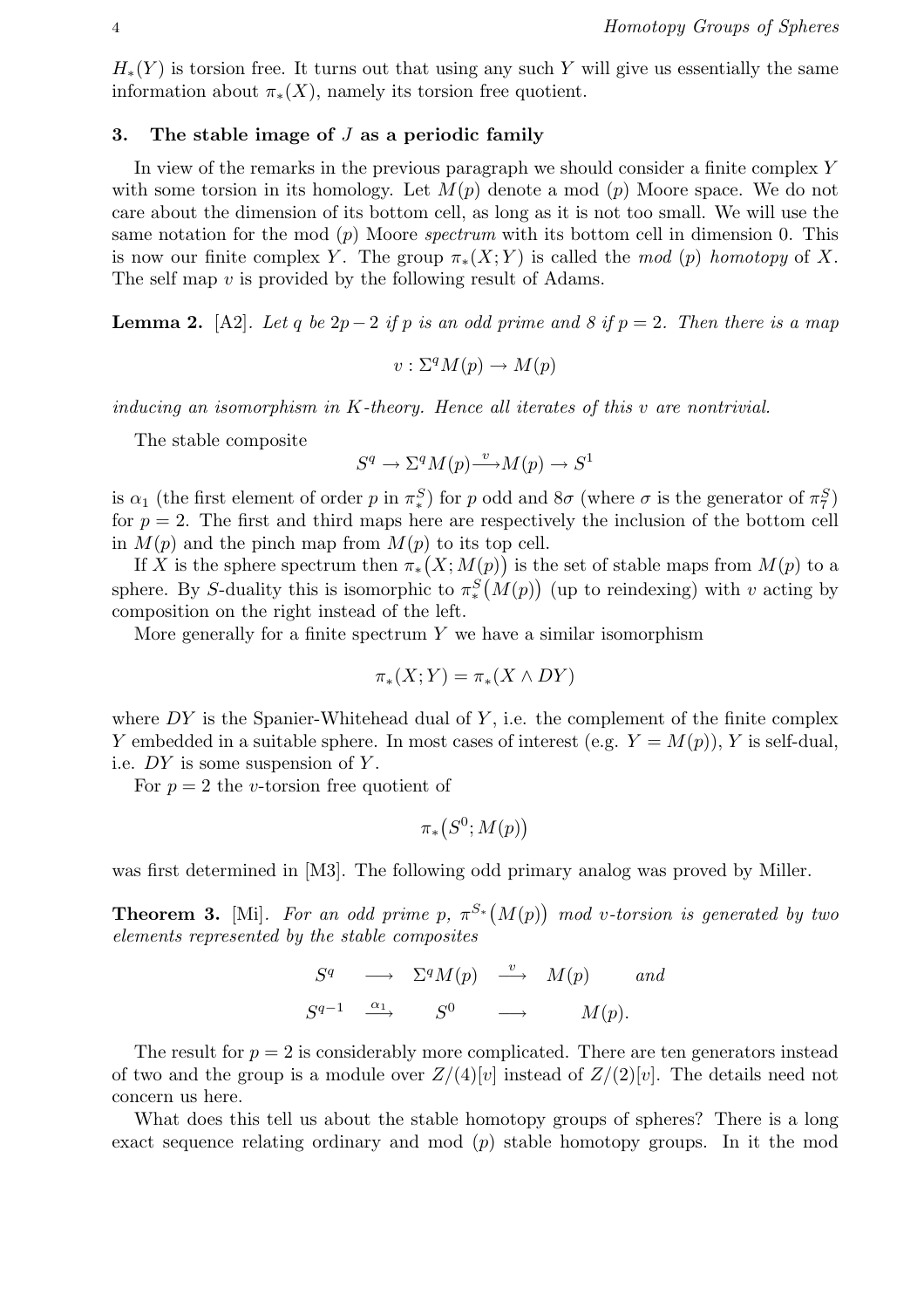$H_*(Y)$ is torsion free. It turns out that using any such $Y$ will give us essentially the same information about $\pi_*(X)$, namely its torsion free quotient.

### 3. The stable image of $J$ as a periodic family

In view of the remarks in the previous paragraph we should consider a finite complex $Y$ with some torsion in its homology. Let $M(p)$ denote a mod $(p)$ Moore space. We do not care about the dimension of its bottom cell, as long as it is not too small. We will use the same notation for the mod $(p)$ Moore *spectrum* with its bottom cell in dimension 0. This is now our finite complex $Y$. The group $\pi_*(X;Y)$ is called the *mod $(p)$ homotopy* of $X$. The self map $v$ is provided by the following result of Adams.

**Lemma 2.** [A2]. *Let $q$ be $2p-2$ if $p$ is an odd prime and 8 if $p=2$. Then there is a map*

$$v : \Sigma^q M(p) \to M(p)$$

*inducing an isomorphism in $K$-theory. Hence all iterates of this $v$ are nontrivial.*

The stable composite

$$S^q \to \Sigma^q M(p) \xrightarrow{v} M(p) \to S^1$$

is $\alpha_1$ (the first element of order $p$ in $\pi_*^S$) for $p$ odd and $8\sigma$ (where $\sigma$ is the generator of $\pi_7^S$) for $p=2$. The first and third maps here are respectively the inclusion of the bottom cell in $M(p)$ and the pinch map from $M(p)$ to its top cell.

If $X$ is the sphere spectrum then $\pi_*\big(X; M(p)\big)$ is the set of stable maps from $M(p)$ to a sphere. By $S$-duality this is isomorphic to $\pi_*^S\big(M(p)\big)$ (up to reindexing) with $v$ acting by composition on the right instead of the left.

More generally for a finite spectrum $Y$ we have a similar isomorphism

$$\pi_*(X;Y) = \pi_*(X \wedge DY)$$

where $DY$ is the Spanier-Whitehead dual of $Y$, i.e. the complement of the finite complex $Y$ embedded in a suitable sphere. In most cases of interest (e.g. $Y = M(p)$), $Y$ is self-dual, i.e. $DY$ is some suspension of $Y$.

For $p=2$ the $v$-torsion free quotient of

$$\pi_*\big(S^0; M(p)\big)$$

was first determined in [M3]. The following odd primary analog was proved by Miller.

**Theorem 3.** [Mi]. *For an odd prime $p$, $\pi^{S_*}\big(M(p)\big)$ mod $v$-torsion is generated by two elements represented by the stable composites*

$$\begin{array}{ccccc} S^q & \longrightarrow & \Sigma^q M(p) & \xrightarrow{v} & M(p) \quad \textit{and} \\ S^{q-1} & \xrightarrow{\alpha_1} & S^0 & \longrightarrow & M(p). \end{array}$$

The result for $p=2$ is considerably more complicated. There are ten generators instead of two and the group is a module over $Z/(4)[v]$ instead of $Z/(2)[v]$. The details need not concern us here.

What does this tell us about the stable homotopy groups of spheres? There is a long exact sequence relating ordinary and mod $(p)$ stable homotopy groups. In it the mod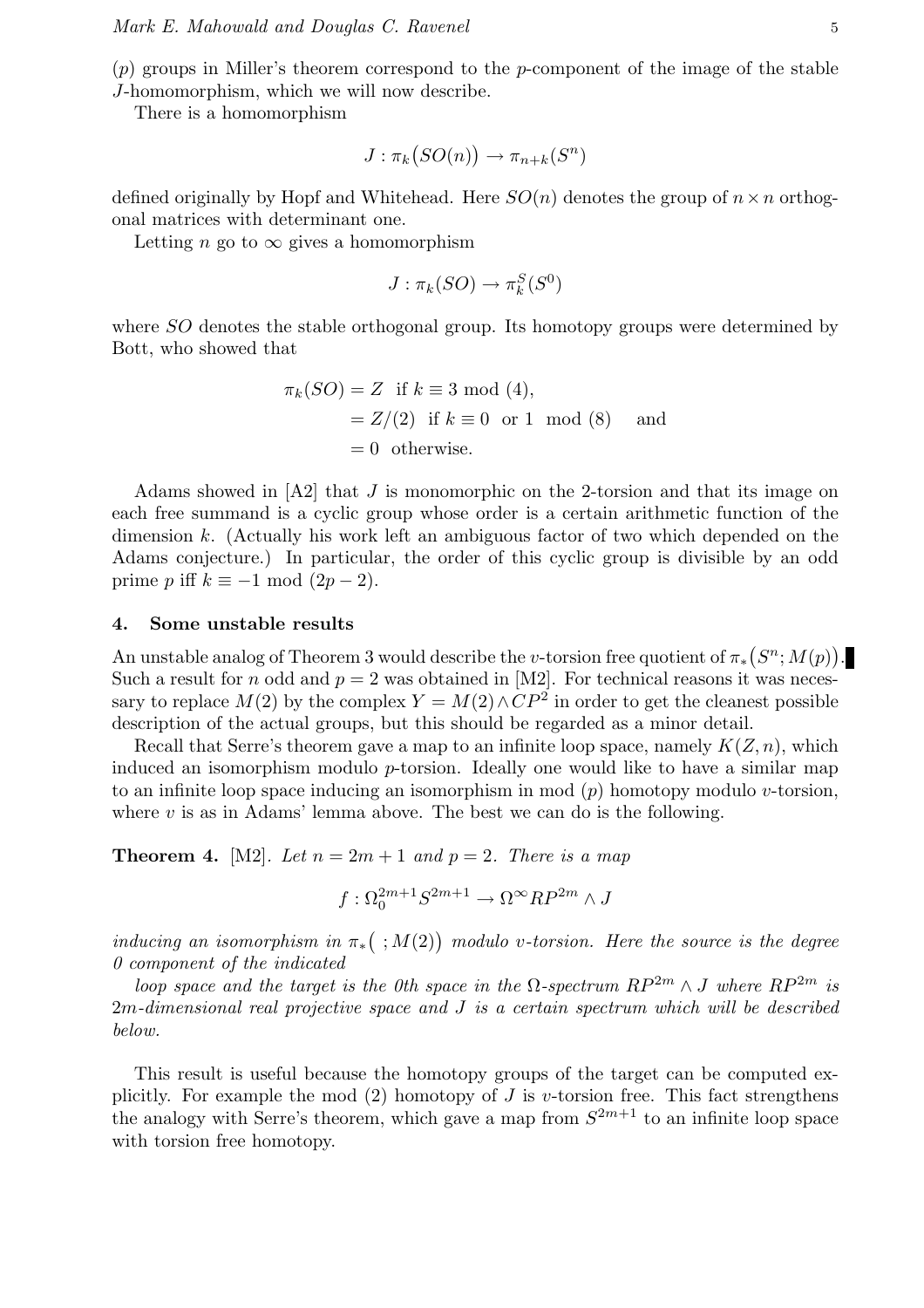$(p)$ groups in Miller's theorem correspond to the $p$-component of the image of the stable $J$-homomorphism, which we will now describe.

There is a homomorphism

$$J : \pi_k\big(SO(n)\big) \to \pi_{n+k}(S^n)$$

defined originally by Hopf and Whitehead. Here $SO(n)$ denotes the group of $n \times n$ orthogonal matrices with determinant one.

Letting $n$ go to $\infty$ gives a homomorphism

$$J : \pi_k(SO) \to \pi_k^S(S^0)$$

where $SO$ denotes the stable orthogonal group. Its homotopy groups were determined by Bott, who showed that

$$\begin{aligned}\pi_k(SO) &= Z \;\text{ if } k \equiv 3 \bmod (4),\\ &= Z/(2) \;\text{ if } k \equiv 0 \;\text{ or } 1 \;\bmod (8) \quad \text{ and}\\ &= 0 \;\text{ otherwise.}\end{aligned}$$

Adams showed in [A2] that $J$ is monomorphic on the 2-torsion and that its image on each free summand is a cyclic group whose order is a certain arithmetic function of the dimension $k$. (Actually his work left an ambiguous factor of two which depended on the Adams conjecture.) In particular, the order of this cyclic group is divisible by an odd prime $p$ iff $k \equiv -1 \bmod (2p-2)$.

## 4. Some unstable results

An unstable analog of Theorem 3 would describe the $v$-torsion free quotient of $\pi_*\big(S^n; M(p)\big)$. Such a result for $n$ odd and $p = 2$ was obtained in [M2]. For technical reasons it was necessary to replace $M(2)$ by the complex $Y = M(2) \wedge CP^2$ in order to get the cleanest possible description of the actual groups, but this should be regarded as a minor detail.

Recall that Serre's theorem gave a map to an infinite loop space, namely $K(Z, n)$, which induced an isomorphism modulo $p$-torsion. Ideally one would like to have a similar map to an infinite loop space inducing an isomorphism in mod $(p)$ homotopy modulo $v$-torsion, where $v$ is as in Adams' lemma above. The best we can do is the following.

**Theorem 4.** [M2]. *Let $n = 2m+1$ and $p = 2$. There is a map*

$$f : \Omega_0^{2m+1} S^{2m+1} \to \Omega^\infty RP^{2m} \wedge J$$

*inducing an isomorphism in $\pi_*\big(\;; M(2)\big)$ modulo $v$-torsion. Here the source is the degree 0 component of the indicated*

*loop space and the target is the 0th space in the $\Omega$-spectrum $RP^{2m} \wedge J$ where $RP^{2m}$ is $2m$-dimensional real projective space and $J$ is a certain spectrum which will be described below.*

This result is useful because the homotopy groups of the target can be computed explicitly. For example the mod (2) homotopy of $J$ is $v$-torsion free. This fact strengthens the analogy with Serre's theorem, which gave a map from $S^{2m+1}$ to an infinite loop space with torsion free homotopy.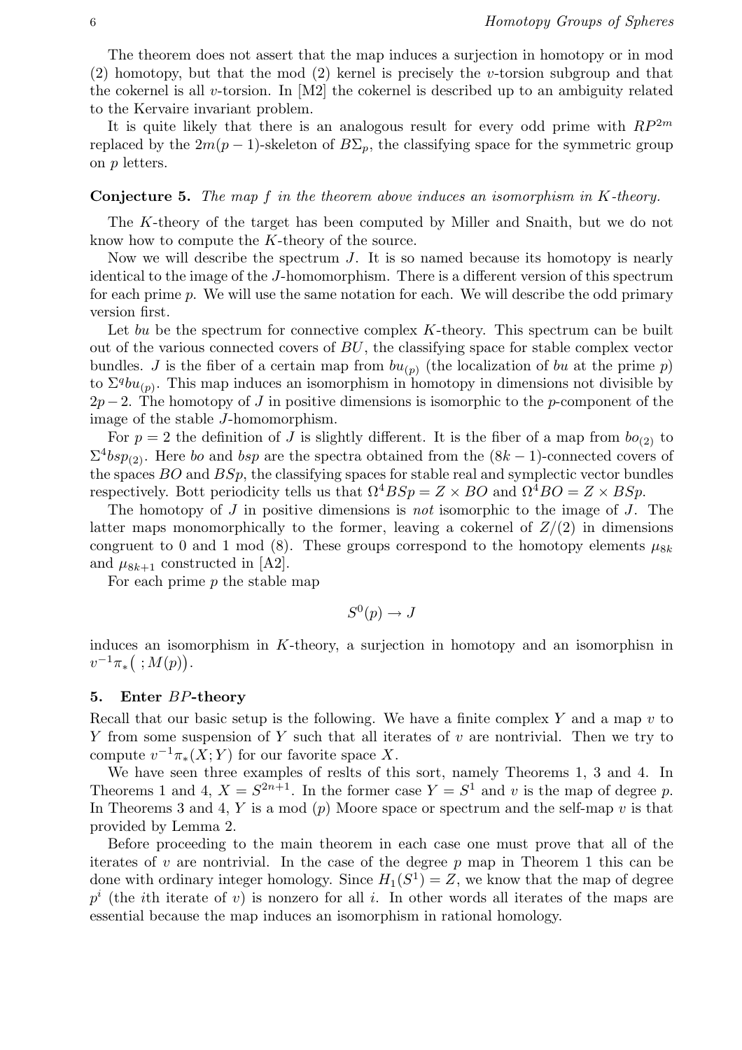The theorem does not assert that the map induces a surjection in homotopy or in mod (2) homotopy, but that the mod (2) kernel is precisely the $v$-torsion subgroup and that the cokernel is all $v$-torsion. In [M2] the cokernel is described up to an ambiguity related to the Kervaire invariant problem.

It is quite likely that there is an analogous result for every odd prime with $RP^{2m}$ replaced by the $2m(p-1)$-skeleton of $B\Sigma_p$, the classifying space for the symmetric group on $p$ letters.

**Conjecture 5.** *The map $f$ in the theorem above induces an isomorphism in $K$-theory.*

The $K$-theory of the target has been computed by Miller and Snaith, but we do not know how to compute the $K$-theory of the source.

Now we will describe the spectrum $J$. It is so named because its homotopy is nearly identical to the image of the $J$-homomorphism. There is a different version of this spectrum for each prime $p$. We will use the same notation for each. We will describe the odd primary version first.

Let $bu$ be the spectrum for connective complex $K$-theory. This spectrum can be built out of the various connected covers of $BU$, the classifying space for stable complex vector bundles. $J$ is the fiber of a certain map from $bu_{(p)}$ (the localization of $bu$ at the prime $p$) to $\Sigma^q bu_{(p)}$. This map induces an isomorphism in homotopy in dimensions not divisible by $2p-2$. The homotopy of $J$ in positive dimensions is isomorphic to the $p$-component of the image of the stable $J$-homomorphism.

For $p = 2$ the definition of $J$ is slightly different. It is the fiber of a map from $bo_{(2)}$ to $\Sigma^4 bsp_{(2)}$. Here $bo$ and $bsp$ are the spectra obtained from the $(8k-1)$-connected covers of the spaces $BO$ and $BSp$, the classifying spaces for stable real and symplectic vector bundles respectively. Bott periodicity tells us that $\Omega^4 BSp = Z \times BO$ and $\Omega^4 BO = Z \times BSp$.

The homotopy of $J$ in positive dimensions is *not* isomorphic to the image of $J$. The latter maps monomorphically to the former, leaving a cokernel of $Z/(2)$ in dimensions congruent to 0 and 1 mod (8). These groups correspond to the homotopy elements $\mu_{8k}$ and $\mu_{8k+1}$ constructed in [A2].

For each prime $p$ the stable map

$$S^0(p) \to J$$

induces an isomorphism in $K$-theory, a surjection in homotopy and an isomorphisn in $v^{-1}\pi_*\big(\ ; M(p)\big)$.

## 5. Enter $BP$-theory

Recall that our basic setup is the following. We have a finite complex $Y$ and a map $v$ to $Y$ from some suspension of $Y$ such that all iterates of $v$ are nontrivial. Then we try to compute $v^{-1}\pi_*(X; Y)$ for our favorite space $X$.

We have seen three examples of reslts of this sort, namely Theorems 1, 3 and 4. In Theorems 1 and 4, $X = S^{2n+1}$. In the former case $Y = S^1$ and $v$ is the map of degree $p$. In Theorems 3 and 4, $Y$ is a mod $(p)$ Moore space or spectrum and the self-map $v$ is that provided by Lemma 2.

Before proceeding to the main theorem in each case one must prove that all of the iterates of $v$ are nontrivial. In the case of the degree $p$ map in Theorem 1 this can be done with ordinary integer homology. Since $H_1(S^1) = Z$, we know that the map of degree $p^i$ (the $i$th iterate of $v$) is nonzero for all $i$. In other words all iterates of the maps are essential because the map induces an isomorphism in rational homology.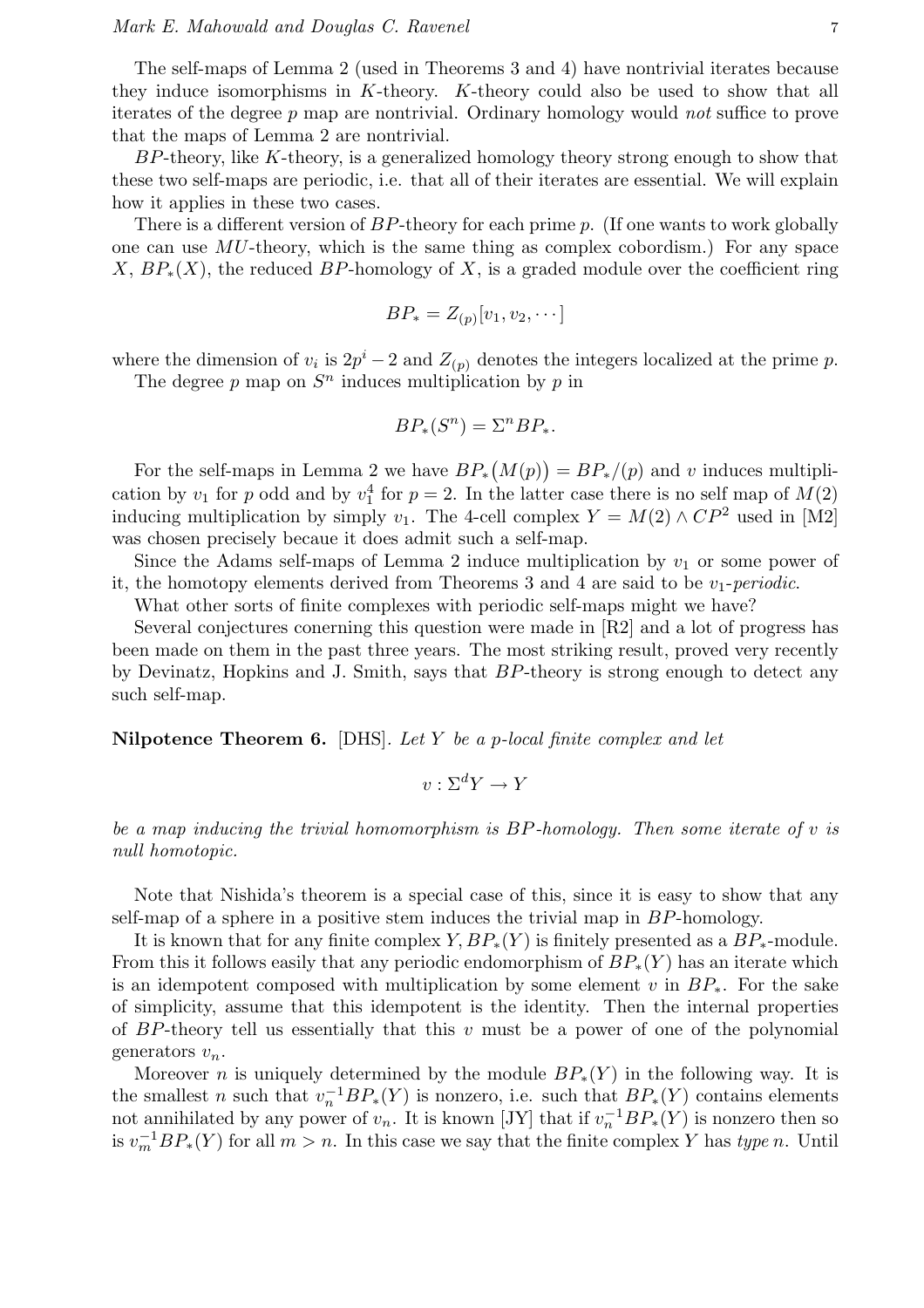The self-maps of Lemma 2 (used in Theorems 3 and 4) have nontrivial iterates because they induce isomorphisms in $K$-theory. $K$-theory could also be used to show that all iterates of the degree $p$ map are nontrivial. Ordinary homology would *not* suffice to prove that the maps of Lemma 2 are nontrivial.

$BP$-theory, like $K$-theory, is a generalized homology theory strong enough to show that these two self-maps are periodic, i.e. that all of their iterates are essential. We will explain how it applies in these two cases.

There is a different version of $BP$-theory for each prime $p$. (If one wants to work globally one can use $MU$-theory, which is the same thing as complex cobordism.) For any space $X$, $BP_*(X)$, the reduced $BP$-homology of $X$, is a graded module over the coefficient ring

$$BP_* = Z_{(p)}[v_1, v_2, \cdots]$$

where the dimension of $v_i$ is $2p^i - 2$ and $Z_{(p)}$ denotes the integers localized at the prime $p$.

The degree $p$ map on $S^n$ induces multiplication by $p$ in

$$BP_*(S^n) = \Sigma^n BP_*.$$

For the self-maps in Lemma 2 we have $BP_*\big(M(p)\big) = BP_*/(p)$ and $v$ induces multiplication by $v_1$ for $p$ odd and by $v_1^4$ for $p = 2$. In the latter case there is no self map of $M(2)$ inducing multiplication by simply $v_1$. The 4-cell complex $Y = M(2) \wedge CP^2$ used in [M2] was chosen precisely becaue it does admit such a self-map.

Since the Adams self-maps of Lemma 2 induce multiplication by $v_1$ or some power of it, the homotopy elements derived from Theorems 3 and 4 are said to be $v_1$-*periodic*.

What other sorts of finite complexes with periodic self-maps might we have?

Several conjectures conerning this question were made in [R2] and a lot of progress has been made on them in the past three years. The most striking result, proved very recently by Devinatz, Hopkins and J. Smith, says that $BP$-theory is strong enough to detect any such self-map.

**Nilpotence Theorem 6.** [DHS]. *Let $Y$ be a $p$-local finite complex and let*

$$v : \Sigma^d Y \to Y$$

*be a map inducing the trivial homomorphism is $BP$-homology. Then some iterate of $v$ is null homotopic.*

Note that Nishida's theorem is a special case of this, since it is easy to show that any self-map of a sphere in a positive stem induces the trivial map in $BP$-homology.

It is known that for any finite complex $Y, BP_*(Y)$ is finitely presented as a $BP_*$-module. From this it follows easily that any periodic endomorphism of $BP_*(Y)$ has an iterate which is an idempotent composed with multiplication by some element $v$ in $BP_*$. For the sake of simplicity, assume that this idempotent is the identity. Then the internal properties of $BP$-theory tell us essentially that this $v$ must be a power of one of the polynomial generators $v_n$.

Moreover $n$ is uniquely determined by the module $BP_*(Y)$ in the following way. It is the smallest $n$ such that $v_n^{-1}BP_*(Y)$ is nonzero, i.e. such that $BP_*(Y)$ contains elements not annihilated by any power of $v_n$. It is known [JY] that if $v_n^{-1}BP_*(Y)$ is nonzero then so is $v_m^{-1}BP_*(Y)$ for all $m > n$. In this case we say that the finite complex $Y$ has *type* $n$. Until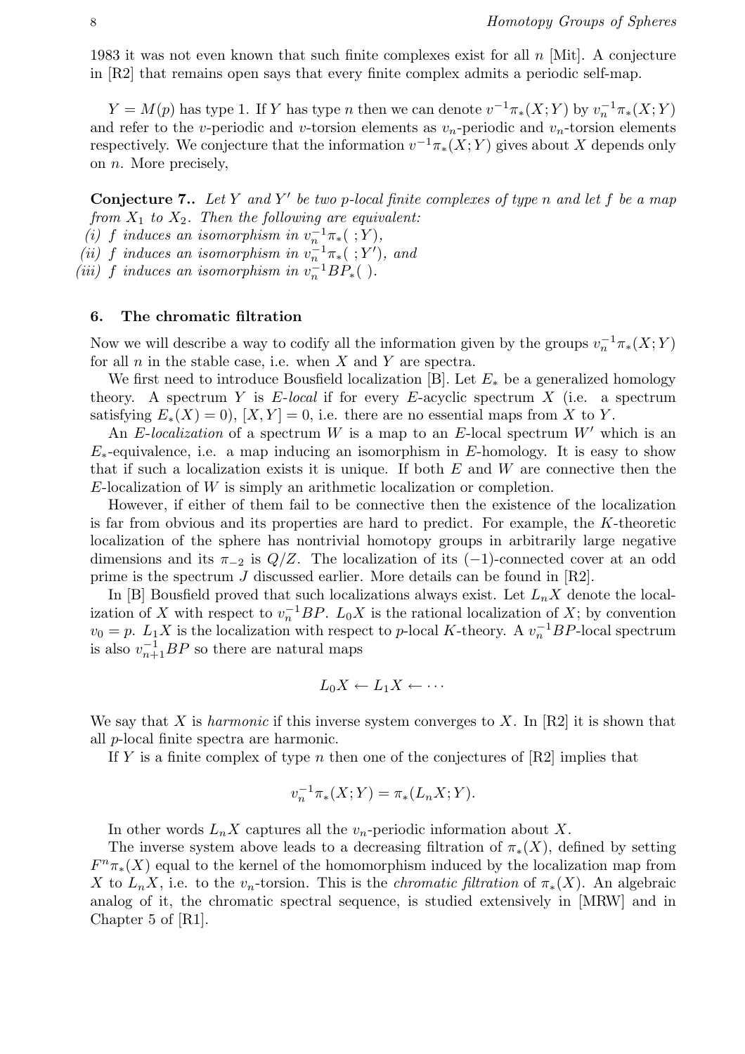1983 it was not even known that such finite complexes exist for all $n$ [Mit]. A conjecture in [R2] that remains open says that every finite complex admits a periodic self-map.

$Y = M(p)$ has type 1. If $Y$ has type $n$ then we can denote $v^{-1}\pi_*(X;Y)$ by $v_n^{-1}\pi_*(X;Y)$ and refer to the $v$-periodic and $v$-torsion elements as $v_n$-periodic and $v_n$-torsion elements respectively. We conjecture that the information $v^{-1}\pi_*(X;Y)$ gives about $X$ depends only on $n$. More precisely,

**Conjecture 7..** *Let $Y$ and $Y'$ be two $p$-local finite complexes of type $n$ and let $f$ be a map from $X_1$ to $X_2$. Then the following are equivalent:*
*(i) $f$ induces an isomorphism in $v_n^{-1}\pi_*(\ ;Y)$,*
*(ii) $f$ induces an isomorphism in $v_n^{-1}\pi_*(\ ;Y')$, and*
*(iii) $f$ induces an isomorphism in $v_n^{-1}BP_*(\ )$.*

## 6. The chromatic filtration

Now we will describe a way to codify all the information given by the groups $v_n^{-1}\pi_*(X;Y)$ for all $n$ in the stable case, i.e. when $X$ and $Y$ are spectra.

We first need to introduce Bousfield localization [B]. Let $E_*$ be a generalized homology theory. A spectrum $Y$ is *$E$-local* if for every $E$-acyclic spectrum $X$ (i.e. a spectrum satisfying $E_*(X) = 0$), $[X, Y] = 0$, i.e. there are no essential maps from $X$ to $Y$.

An *$E$-localization* of a spectrum $W$ is a map to an $E$-local spectrum $W'$ which is an $E_*$-equivalence, i.e. a map inducing an isomorphism in $E$-homology. It is easy to show that if such a localization exists it is unique. If both $E$ and $W$ are connective then the $E$-localization of $W$ is simply an arithmetic localization or completion.

However, if either of them fail to be connective then the existence of the localization is far from obvious and its properties are hard to predict. For example, the $K$-theoretic localization of the sphere has nontrivial homotopy groups in arbitrarily large negative dimensions and its $\pi_{-2}$ is $Q/Z$. The localization of its $(-1)$-connected cover at an odd prime is the spectrum $J$ discussed earlier. More details can be found in [R2].

In [B] Bousfield proved that such localizations always exist. Let $L_nX$ denote the localization of $X$ with respect to $v_n^{-1}BP$. $L_0X$ is the rational localization of $X$; by convention $v_0 = p$. $L_1X$ is the localization with respect to $p$-local $K$-theory. A $v_n^{-1}BP$-local spectrum is also $v_{n+1}^{-1}BP$ so there are natural maps

$$L_0X \leftarrow L_1X \leftarrow \cdots$$

We say that $X$ is *harmonic* if this inverse system converges to $X$. In [R2] it is shown that all $p$-local finite spectra are harmonic.

If $Y$ is a finite complex of type $n$ then one of the conjectures of [R2] implies that

$$v_n^{-1}\pi_*(X;Y) = \pi_*(L_nX;Y).$$

In other words $L_nX$ captures all the $v_n$-periodic information about $X$.

The inverse system above leads to a decreasing filtration of $\pi_*(X)$, defined by setting $F^n\pi_*(X)$ equal to the kernel of the homomorphism induced by the localization map from $X$ to $L_nX$, i.e. to the $v_n$-torsion. This is the *chromatic filtration* of $\pi_*(X)$. An algebraic analog of it, the chromatic spectral sequence, is studied extensively in [MRW] and in Chapter 5 of [R1].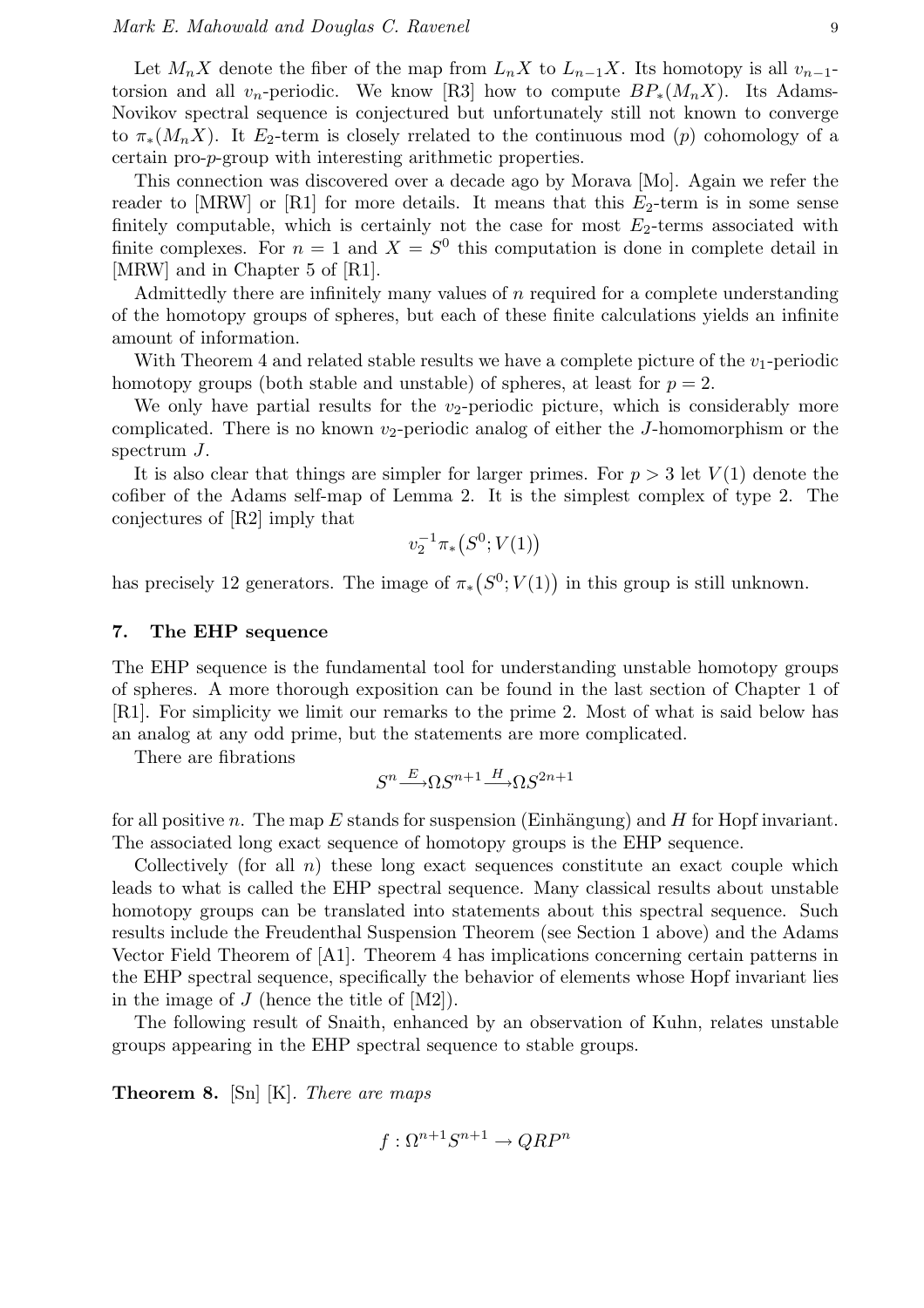Let $M_nX$ denote the fiber of the map from $L_nX$ to $L_{n-1}X$. Its homotopy is all $v_{n-1}$-torsion and all $v_n$-periodic. We know [R3] how to compute $BP_*(M_nX)$. Its Adams-Novikov spectral sequence is conjectured but unfortunately still not known to converge to $\pi_*(M_nX)$. It $E_2$-term is closely rrelated to the continuous mod $(p)$ cohomology of a certain pro-$p$-group with interesting arithmetic properties.

This connection was discovered over a decade ago by Morava [Mo]. Again we refer the reader to [MRW] or [R1] for more details. It means that this $E_2$-term is in some sense finitely computable, which is certainly not the case for most $E_2$-terms associated with finite complexes. For $n = 1$ and $X = S^0$ this computation is done in complete detail in [MRW] and in Chapter 5 of [R1].

Admittedly there are infinitely many values of $n$ required for a complete understanding of the homotopy groups of spheres, but each of these finite calculations yields an infinite amount of information.

With Theorem 4 and related stable results we have a complete picture of the $v_1$-periodic homotopy groups (both stable and unstable) of spheres, at least for $p = 2$.

We only have partial results for the $v_2$-periodic picture, which is considerably more complicated. There is no known $v_2$-periodic analog of either the $J$-homomorphism or the spectrum $J$.

It is also clear that things are simpler for larger primes. For $p > 3$ let $V(1)$ denote the cofiber of the Adams self-map of Lemma 2. It is the simplest complex of type 2. The conjectures of [R2] imply that

$$v_2^{-1}\pi_*\big(S^0; V(1)\big)$$

has precisely 12 generators. The image of $\pi_*\big(S^0; V(1)\big)$ in this group is still unknown.

## 7. The EHP sequence

The EHP sequence is the fundamental tool for understanding unstable homotopy groups of spheres. A more thorough exposition can be found in the last section of Chapter 1 of [R1]. For simplicity we limit our remarks to the prime 2. Most of what is said below has an analog at any odd prime, but the statements are more complicated.

There are fibrations

$$S^n \xrightarrow{E} \Omega S^{n+1} \xrightarrow{H} \Omega S^{2n+1}$$

for all positive $n$. The map $E$ stands for suspension (Einhängung) and $H$ for Hopf invariant. The associated long exact sequence of homotopy groups is the EHP sequence.

Collectively (for all $n$) these long exact sequences constitute an exact couple which leads to what is called the EHP spectral sequence. Many classical results about unstable homotopy groups can be translated into statements about this spectral sequence. Such results include the Freudenthal Suspension Theorem (see Section 1 above) and the Adams Vector Field Theorem of [A1]. Theorem 4 has implications concerning certain patterns in the EHP spectral sequence, specifically the behavior of elements whose Hopf invariant lies in the image of $J$ (hence the title of [M2]).

The following result of Snaith, enhanced by an observation of Kuhn, relates unstable groups appearing in the EHP spectral sequence to stable groups.

**Theorem 8.** [Sn] [K]. *There are maps*

$$f : \Omega^{n+1}S^{n+1} \to QRP^n$$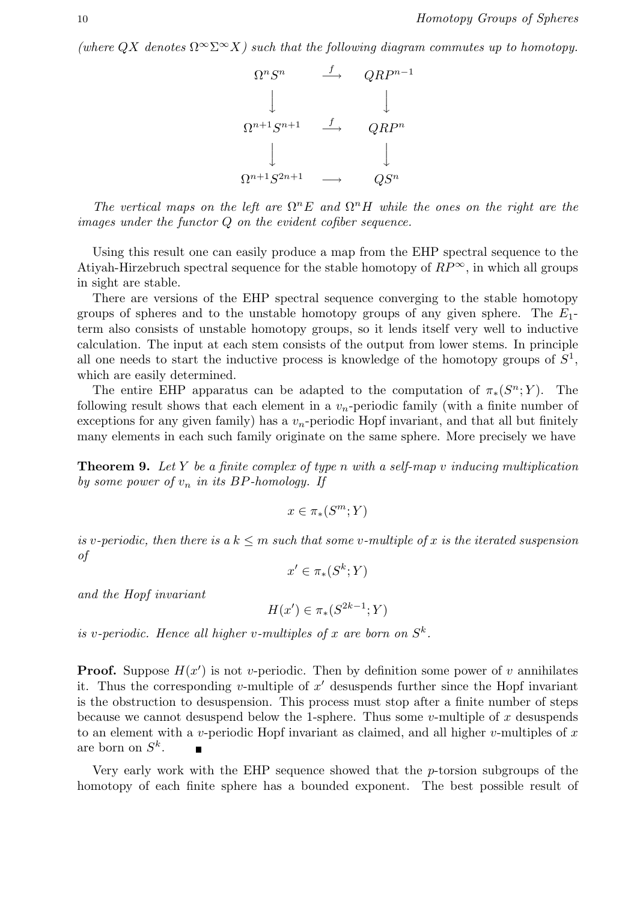*(where $QX$ denotes $\Omega^\infty \Sigma^\infty X$) such that the following diagram commutes up to homotopy.*

$$
\begin{array}{ccc}
\Omega^n S^n & \stackrel{f}{\longrightarrow} & QRP^{n-1} \\
\Big\downarrow & & \Big\downarrow \\
\Omega^{n+1} S^{n+1} & \stackrel{f}{\longrightarrow} & QRP^{n} \\
\Big\downarrow & & \Big\downarrow \\
\Omega^{n+1} S^{2n+1} & \longrightarrow & QS^{n}
\end{array}
$$

*The vertical maps on the left are $\Omega^n E$ and $\Omega^n H$ while the ones on the right are the images under the functor $Q$ on the evident cofiber sequence.*

Using this result one can easily produce a map from the EHP spectral sequence to the Atiyah-Hirzebruch spectral sequence for the stable homotopy of $RP^\infty$, in which all groups in sight are stable.

There are versions of the EHP spectral sequence converging to the stable homotopy groups of spheres and to the unstable homotopy groups of any given sphere. The $E_1$-term also consists of unstable homotopy groups, so it lends itself very well to inductive calculation. The input at each stem consists of the output from lower stems. In principle all one needs to start the inductive process is knowledge of the homotopy groups of $S^1$, which are easily determined.

The entire EHP apparatus can be adapted to the computation of $\pi_*(S^n; Y)$. The following result shows that each element in a $v_n$-periodic family (with a finite number of exceptions for any given family) has a $v_n$-periodic Hopf invariant, and that all but finitely many elements in each such family originate on the same sphere. More precisely we have

**Theorem 9.** *Let $Y$ be a finite complex of type $n$ with a self-map $v$ inducing multiplication by some power of $v_n$ in its $BP$-homology. If*

$$x \in \pi_*(S^m; Y)$$

*is $v$-periodic, then there is a $k \leq m$ such that some $v$-multiple of $x$ is the iterated suspension of*

$$x' \in \pi_*(S^k; Y)$$

*and the Hopf invariant*

$$H(x') \in \pi_*(S^{2k-1}; Y)$$

*is $v$-periodic. Hence all higher $v$-multiples of $x$ are born on $S^k$.*

**Proof.** Suppose $H(x')$ is not $v$-periodic. Then by definition some power of $v$ annihilates it. Thus the corresponding $v$-multiple of $x'$ desuspends further since the Hopf invariant is the obstruction to desuspension. This process must stop after a finite number of steps because we cannot desuspend below the 1-sphere. Thus some $v$-multiple of $x$ desuspends to an element with a $v$-periodic Hopf invariant as claimed, and all higher $v$-multiples of $x$ are born on $S^k$. ∎

Very early work with the EHP sequence showed that the $p$-torsion subgroups of the homotopy of each finite sphere has a bounded exponent. The best possible result of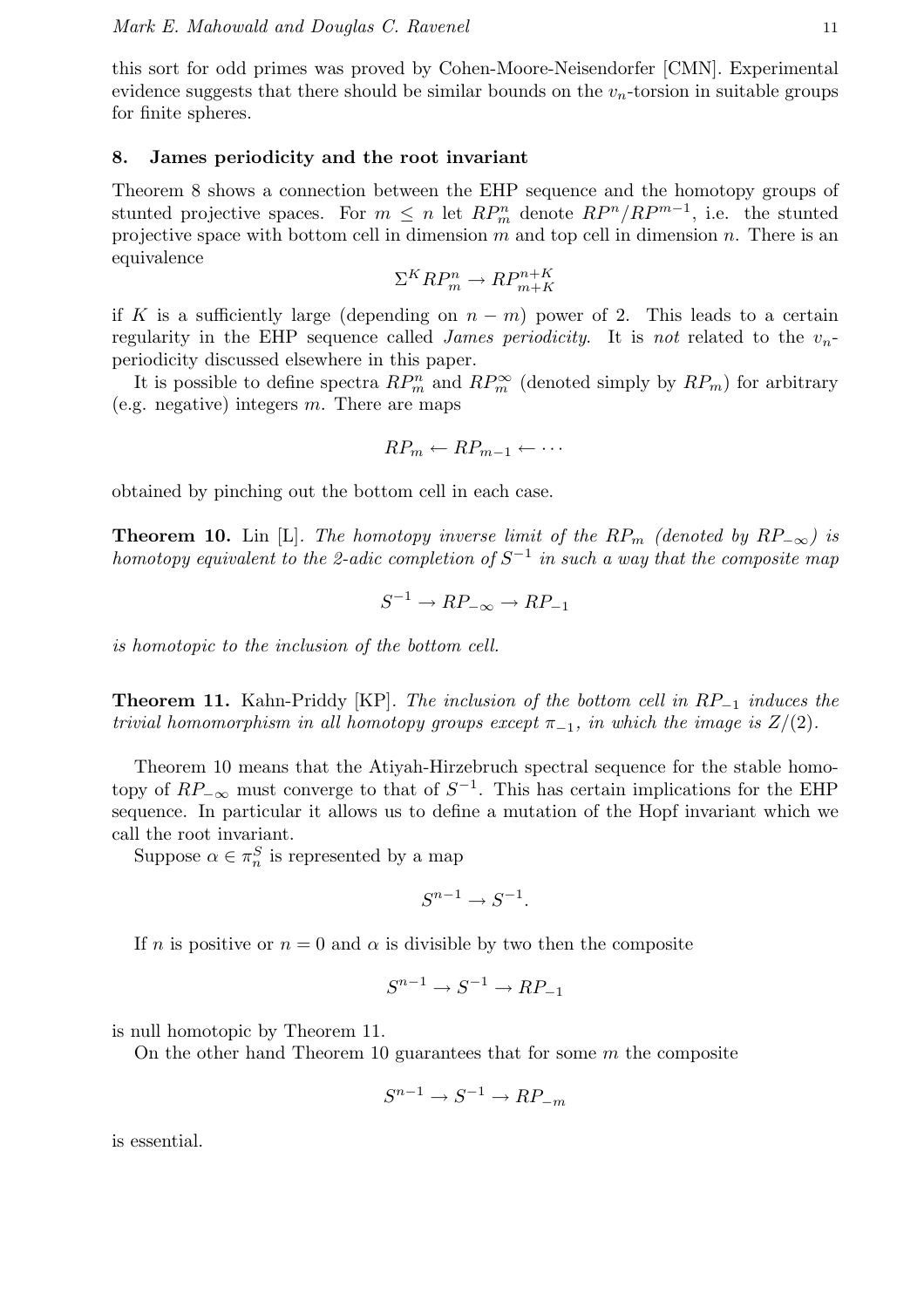this sort for odd primes was proved by Cohen-Moore-Neisendorfer [CMN]. Experimental evidence suggests that there should be similar bounds on the $v_n$-torsion in suitable groups for finite spheres.

## 8. James periodicity and the root invariant

Theorem 8 shows a connection between the EHP sequence and the homotopy groups of stunted projective spaces. For $m \leq n$ let $RP_m^n$ denote $RP^n/RP^{m-1}$, i.e. the stunted projective space with bottom cell in dimension $m$ and top cell in dimension $n$. There is an equivalence

$$\Sigma^K RP_m^n \to RP_{m+K}^{n+K}$$

if $K$ is a sufficiently large (depending on $n-m$) power of 2. This leads to a certain regularity in the EHP sequence called *James periodicity*. It is *not* related to the $v_n$-periodicity discussed elsewhere in this paper.

It is possible to define spectra $RP_m^n$ and $RP_m^\infty$ (denoted simply by $RP_m$) for arbitrary (e.g. negative) integers $m$. There are maps

$$RP_m \leftarrow RP_{m-1} \leftarrow \cdots$$

obtained by pinching out the bottom cell in each case.

**Theorem 10.** Lin [L]. *The homotopy inverse limit of the $RP_m$ (denoted by $RP_{-\infty}$) is homotopy equivalent to the 2-adic completion of $S^{-1}$ in such a way that the composite map*

$$S^{-1} \to RP_{-\infty} \to RP_{-1}$$

*is homotopic to the inclusion of the bottom cell.*

**Theorem 11.** Kahn-Priddy [KP]. *The inclusion of the bottom cell in $RP_{-1}$ induces the trivial homomorphism in all homotopy groups except $\pi_{-1}$, in which the image is $Z/(2)$.*

Theorem 10 means that the Atiyah-Hirzebruch spectral sequence for the stable homotopy of $RP_{-\infty}$ must converge to that of $S^{-1}$. This has certain implications for the EHP sequence. In particular it allows us to define a mutation of the Hopf invariant which we call the root invariant.

Suppose $\alpha \in \pi_n^S$ is represented by a map

$$S^{n-1} \to S^{-1}.$$

If $n$ is positive or $n = 0$ and $\alpha$ is divisible by two then the composite

$$S^{n-1} \to S^{-1} \to RP_{-1}$$

is null homotopic by Theorem 11.

On the other hand Theorem 10 guarantees that for some $m$ the composite

$$S^{n-1} \to S^{-1} \to RP_{-m}$$

is essential.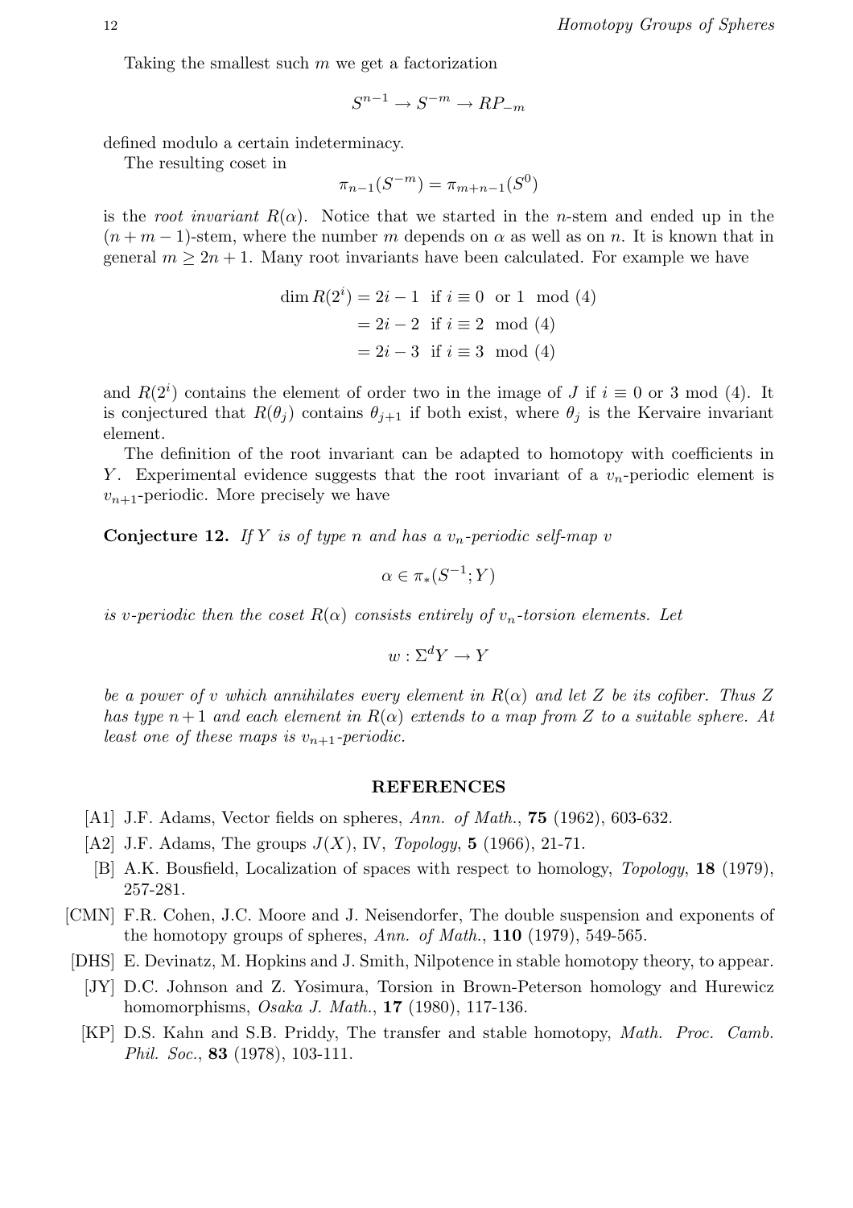Taking the smallest such $m$ we get a factorization

$$S^{n-1} \to S^{-m} \to RP_{-m}$$

defined modulo a certain indeterminacy.

The resulting coset in

$$\pi_{n-1}(S^{-m}) = \pi_{m+n-1}(S^0)$$

is the *root invariant* $R(\alpha)$. Notice that we started in the $n$-stem and ended up in the $(n+m-1)$-stem, where the number $m$ depends on $\alpha$ as well as on $n$. It is known that in general $m \geq 2n+1$. Many root invariants have been calculated. For example we have

$$\begin{aligned}
\dim R(2^i) &= 2i - 1 \quad \text{if } i \equiv 0 \text{ or } 1 \mod (4) \\
&= 2i - 2 \quad \text{if } i \equiv 2 \mod (4) \\
&= 2i - 3 \quad \text{if } i \equiv 3 \mod (4)
\end{aligned}$$

and $R(2^i)$ contains the element of order two in the image of $J$ if $i \equiv 0$ or $3 \bmod (4)$. It is conjectured that $R(\theta_j)$ contains $\theta_{j+1}$ if both exist, where $\theta_j$ is the Kervaire invariant element.

The definition of the root invariant can be adapted to homotopy with coefficients in $Y$. Experimental evidence suggests that the root invariant of a $v_n$-periodic element is $v_{n+1}$-periodic. More precisely we have

**Conjecture 12.** *If $Y$ is of type $n$ and has a $v_n$-periodic self-map $v$*

$$\alpha \in \pi_*(S^{-1}; Y)$$

*is $v$-periodic then the coset $R(\alpha)$ consists entirely of $v_n$-torsion elements. Let*

$$w : \Sigma^d Y \to Y$$

*be a power of $v$ which annihilates every element in $R(\alpha)$ and let $Z$ be its cofiber. Thus $Z$ has type $n+1$ and each element in $R(\alpha)$ extends to a map from $Z$ to a suitable sphere. At least one of these maps is $v_{n+1}$-periodic.*

## REFERENCES

- [A1] J.F. Adams, Vector fields on spheres, *Ann. of Math.*, **75** (1962), 603-632.
- [A2] J.F. Adams, The groups $J(X)$, IV, *Topology*, **5** (1966), 21-71.
- [B] A.K. Bousfield, Localization of spaces with respect to homology, *Topology*, **18** (1979), 257-281.
- [CMN] F.R. Cohen, J.C. Moore and J. Neisendorfer, The double suspension and exponents of the homotopy groups of spheres, *Ann. of Math.*, **110** (1979), 549-565.
- [DHS] E. Devinatz, M. Hopkins and J. Smith, Nilpotence in stable homotopy theory, to appear.
- [JY] D.C. Johnson and Z. Yosimura, Torsion in Brown-Peterson homology and Hurewicz homomorphisms, *Osaka J. Math.*, **17** (1980), 117-136.
- [KP] D.S. Kahn and S.B. Priddy, The transfer and stable homotopy, *Math. Proc. Camb. Phil. Soc.*, **83** (1978), 103-111.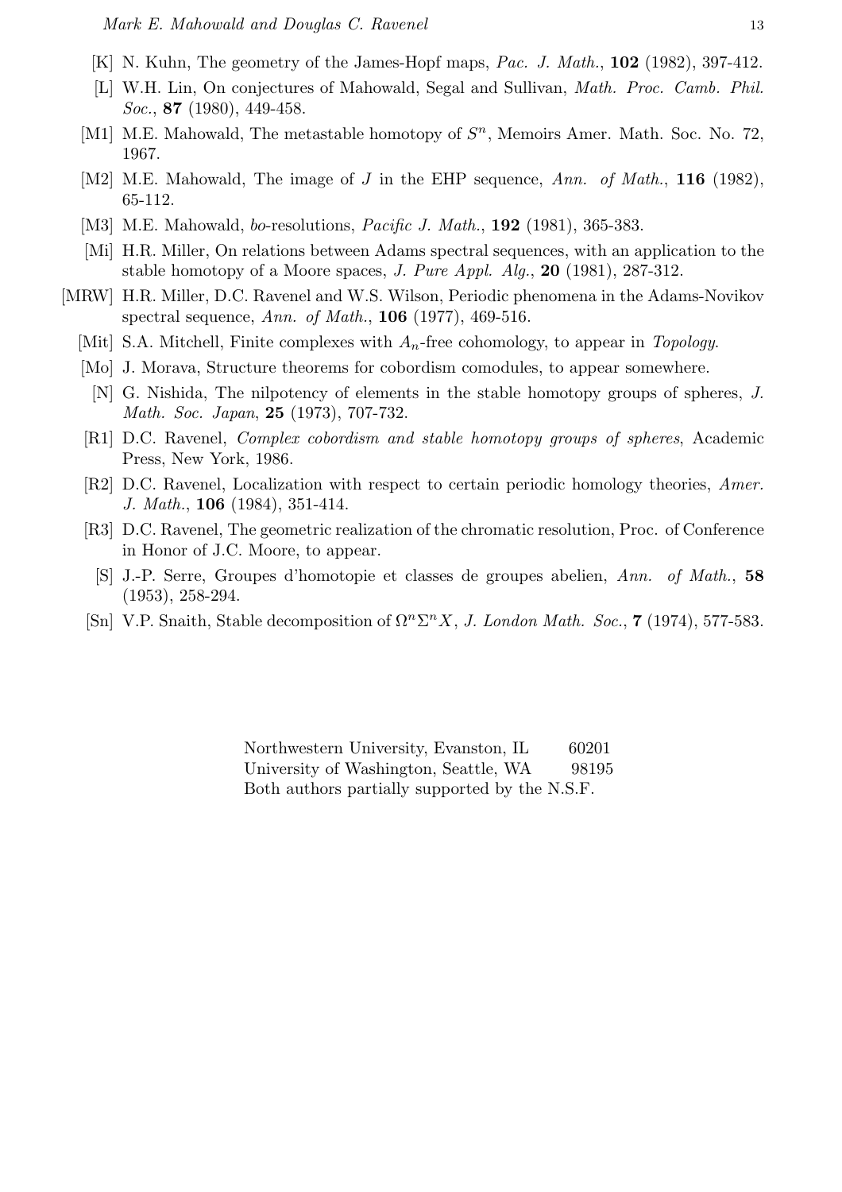[K] N. Kuhn, The geometry of the James-Hopf maps, *Pac. J. Math.*, **102** (1982), 397-412.

[L] W.H. Lin, On conjectures of Mahowald, Segal and Sullivan, *Math. Proc. Camb. Phil. Soc.*, **87** (1980), 449-458.

[M1] M.E. Mahowald, The metastable homotopy of $S^n$, Memoirs Amer. Math. Soc. No. 72, 1967.

[M2] M.E. Mahowald, The image of $J$ in the EHP sequence, *Ann. of Math.*, **116** (1982), 65-112.

[M3] M.E. Mahowald, *bo*-resolutions, *Pacific J. Math.*, **192** (1981), 365-383.

[Mi] H.R. Miller, On relations between Adams spectral sequences, with an application to the stable homotopy of a Moore spaces, *J. Pure Appl. Alg.*, **20** (1981), 287-312.

[MRW] H.R. Miller, D.C. Ravenel and W.S. Wilson, Periodic phenomena in the Adams-Novikov spectral sequence, *Ann. of Math.*, **106** (1977), 469-516.

[Mit] S.A. Mitchell, Finite complexes with $A_n$-free cohomology, to appear in *Topology*.

[Mo] J. Morava, Structure theorems for cobordism comodules, to appear somewhere.

[N] G. Nishida, The nilpotency of elements in the stable homotopy groups of spheres, *J. Math. Soc. Japan*, **25** (1973), 707-732.

[R1] D.C. Ravenel, *Complex cobordism and stable homotopy groups of spheres*, Academic Press, New York, 1986.

[R2] D.C. Ravenel, Localization with respect to certain periodic homology theories, *Amer. J. Math.*, **106** (1984), 351-414.

[R3] D.C. Ravenel, The geometric realization of the chromatic resolution, Proc. of Conference in Honor of J.C. Moore, to appear.

[S] J.-P. Serre, Groupes d'homotopie et classes de groupes abelien, *Ann. of Math.*, **58** (1953), 258-294.

[Sn] V.P. Snaith, Stable decomposition of $\Omega^n\Sigma^n X$, *J. London Math. Soc.*, **7** (1974), 577-583.

Northwestern University, Evanston, IL 60201
University of Washington, Seattle, WA 98195
Both authors partially supported by the N.S.F.